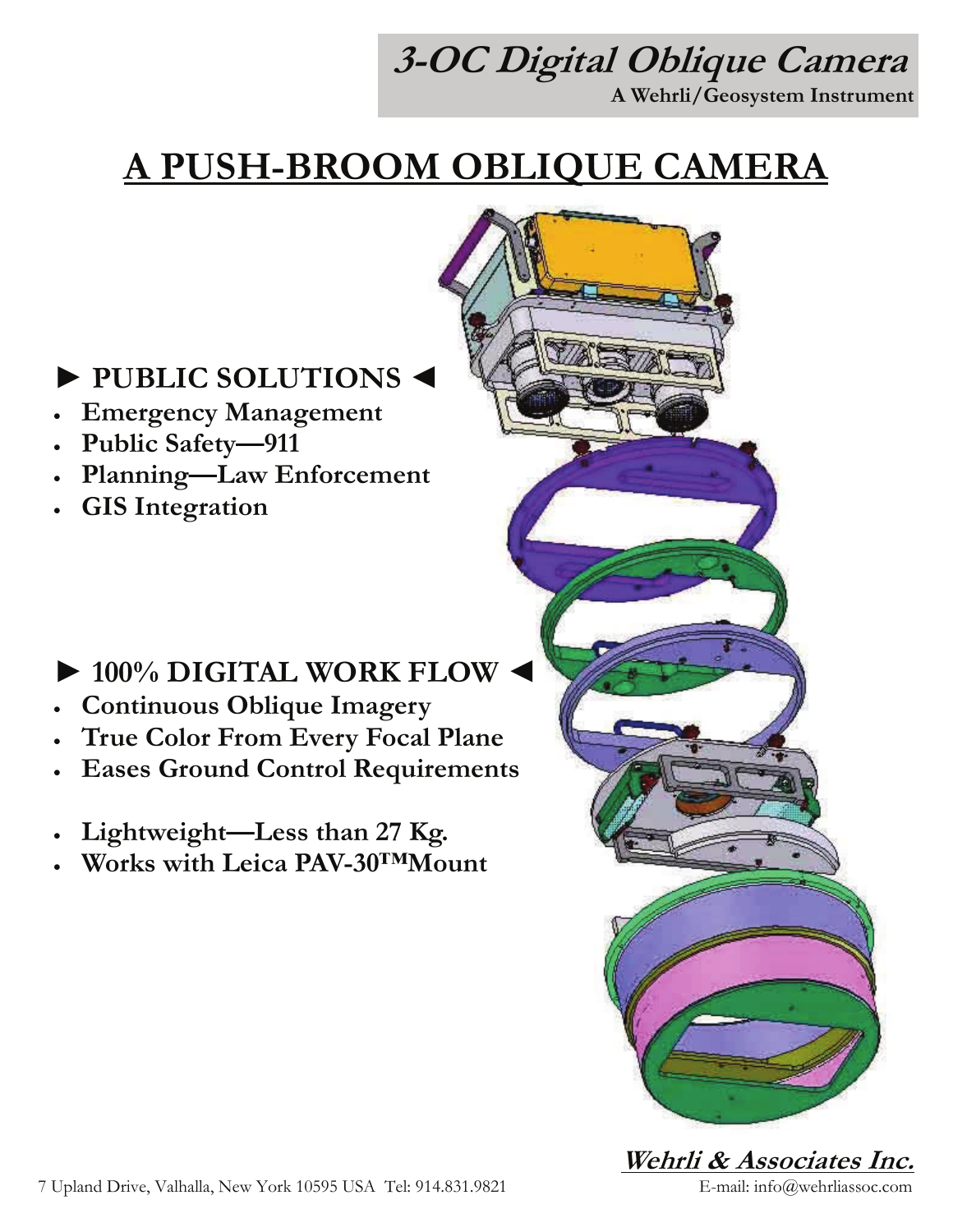# 3-OC Digital Oblique Camera

**A Wehrli/Geosystem Instrument**

# A PUSH-BROOM OBLIQUE CAMERA

## ► PUBLIC SOLUTIONS ◄

- **Emergency Management**
- **Public Safety—911**
- **Planning—Law Enforcement**
- **GIS Integration**

## ► 100% DIGITAL WORK FLOW ◄

- **Continuous Oblique Imagery**
- **True Color From Every Focal Plane**
- **Eases Ground Control Requirements**

- **Lightweight—Less than 27 Kg.**
- **Works with Leica PAV-30™Mount**

**Wehrli & Associates Inc.**

7 Upland Drive, Valhalla, New York 10595 USA Tel: 914.831.9821 E-mail: info@wehrliassoc.com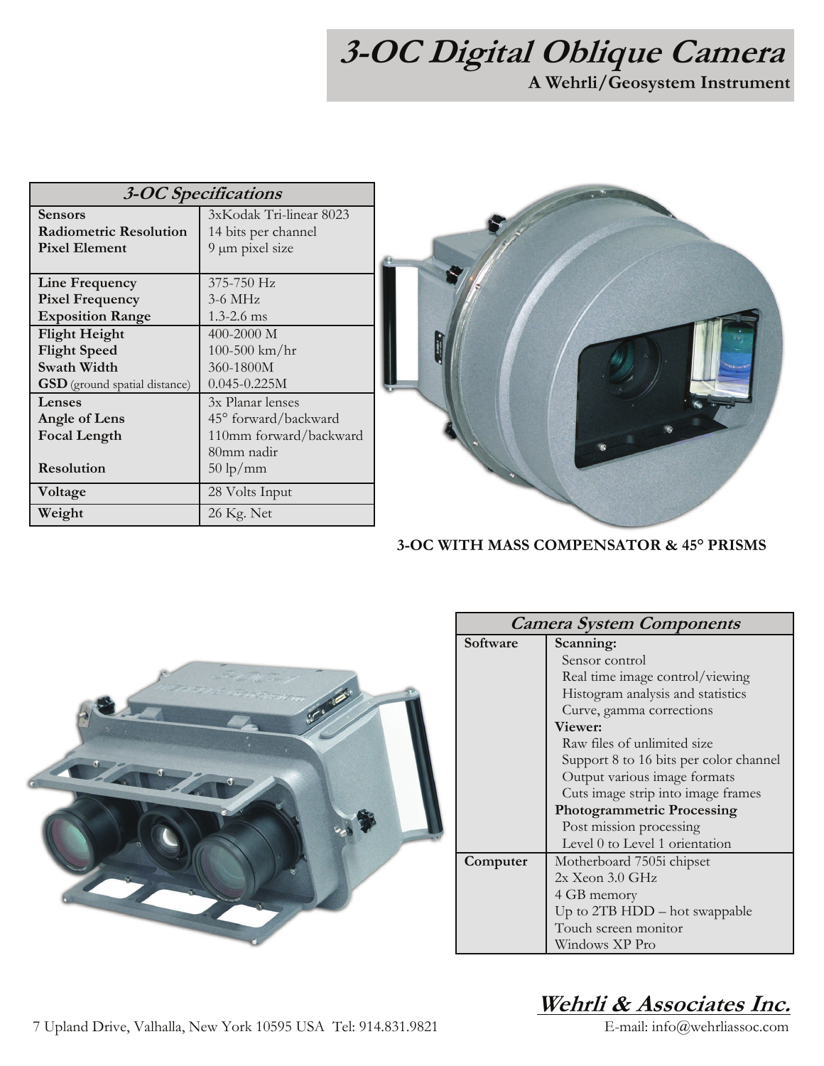# *3-OC Digital Oblique Camera*

**A Wehrli/Geosystem Instrument**

| *3-OC Specifications* | |
|---|---|
| **Sensors** | 3xKodak Tri-linear 8023 |
| **Radiometric Resolution** | 14 bits per channel |
| **Pixel Element** | 9 µm pixel size |
| **Line Frequency** | 375-750 Hz |
| **Pixel Frequency** | 3-6 MHz |
| **Exposition Range** | 1.3-2.6 ms |
| **Flight Height** | 400-2000 M |
| **Flight Speed** | 100-500 km/hr |
| **Swath Width** | 360-1800M |
| **GSD** (ground spatial distance) | 0.045-0.225M |
| **Lenses** | 3x Planar lenses |
| **Angle of Lens** | 45° forward/backward |
| **Focal Length** | 110mm forward/backward<br>80mm nadir |
| **Resolution** | 50 lp/mm |
| **Voltage** | 28 Volts Input |
| **Weight** | 26 Kg. Net |

**3-OC WITH MASS COMPENSATOR & 45° PRISMS**

| *Camera System Components* | |
|---|---|
| **Software** | **Scanning:**<br>Sensor control<br>Real time image control/viewing<br>Histogram analysis and statistics<br>Curve, gamma corrections<br>**Viewer:**<br>Raw files of unlimited size<br>Support 8 to 16 bits per color channel<br>Output various image formats<br>Cuts image strip into image frames<br>**Photogrammetric Processing**<br>Post mission processing<br>Level 0 to Level 1 orientation |
| **Computer** | Motherboard 7505i chipset<br>2x Xeon 3.0 GHz<br>4 GB memory<br>Up to 2TB HDD – hot swappable<br>Touch screen monitor<br>Windows XP Pro |

***Wehrli & Associates Inc.***

7 Upland Drive, Valhalla, New York 10595 USA Tel: 914.831.9821 E-mail: info@wehrliassoc.com